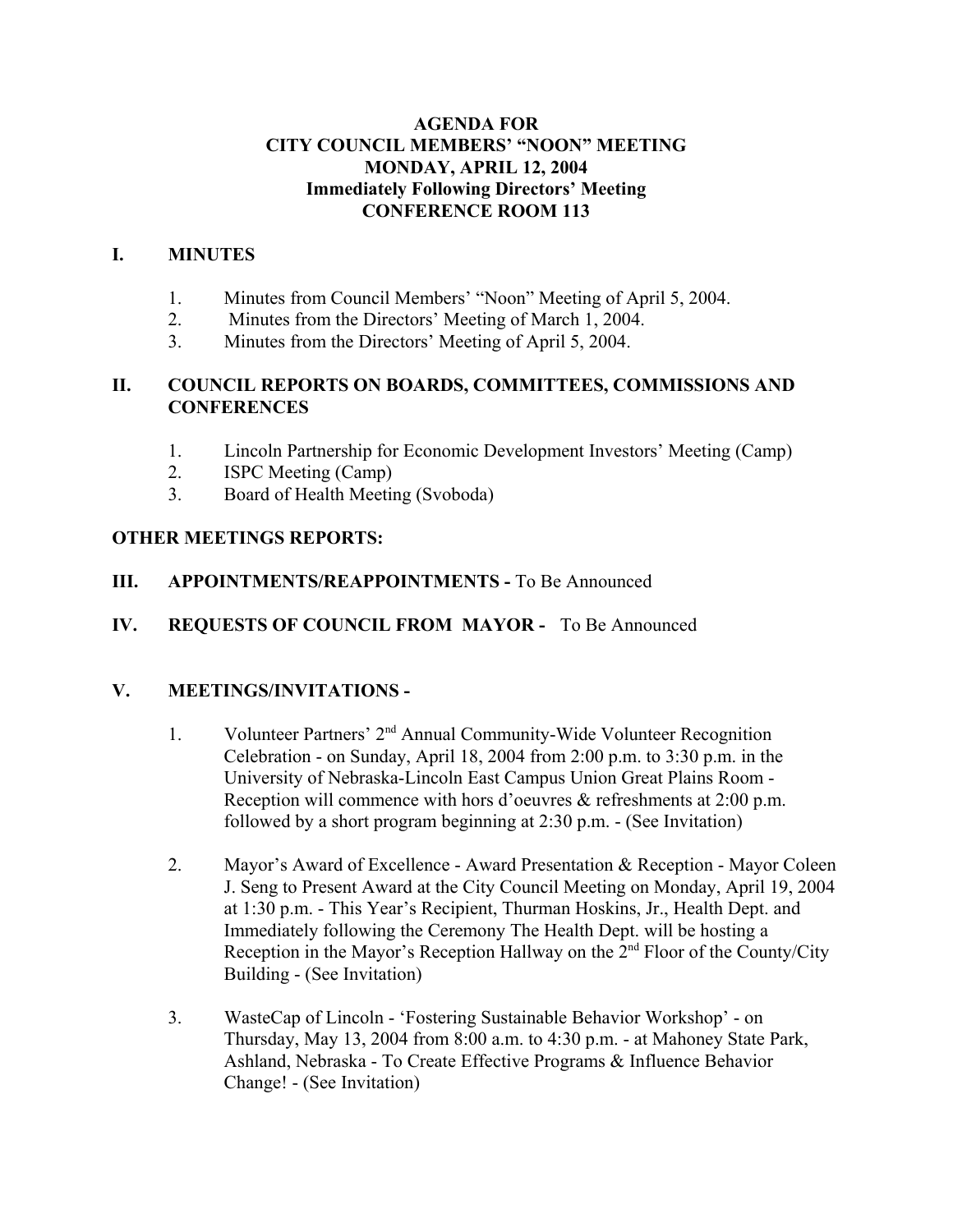# AGENDA FOR
# CITY COUNCIL MEMBERS' "NOON" MEETING
# MONDAY, APRIL 12, 2004
# Immediately Following Directors' Meeting
# CONFERENCE ROOM 113

## I. MINUTES

1. Minutes from Council Members' "Noon" Meeting of April 5, 2004.
2. Minutes from the Directors' Meeting of March 1, 2004.
3. Minutes from the Directors' Meeting of April 5, 2004.

## II. COUNCIL REPORTS ON BOARDS, COMMITTEES, COMMISSIONS AND CONFERENCES

1. Lincoln Partnership for Economic Development Investors' Meeting (Camp)
2. ISPC Meeting (Camp)
3. Board of Health Meeting (Svoboda)

**OTHER MEETINGS REPORTS:**

## III. APPOINTMENTS/REAPPOINTMENTS - To Be Announced

## IV. REQUESTS OF COUNCIL FROM MAYOR - To Be Announced

## V. MEETINGS/INVITATIONS -

1. Volunteer Partners' 2nd Annual Community-Wide Volunteer Recognition Celebration - on Sunday, April 18, 2004 from 2:00 p.m. to 3:30 p.m. in the University of Nebraska-Lincoln East Campus Union Great Plains Room - Reception will commence with hors d'oeuvres & refreshments at 2:00 p.m. followed by a short program beginning at 2:30 p.m. - (See Invitation)

2. Mayor's Award of Excellence - Award Presentation & Reception - Mayor Coleen J. Seng to Present Award at the City Council Meeting on Monday, April 19, 2004 at 1:30 p.m. - This Year's Recipient, Thurman Hoskins, Jr., Health Dept. and Immediately following the Ceremony The Health Dept. will be hosting a Reception in the Mayor's Reception Hallway on the 2nd Floor of the County/City Building - (See Invitation)

3. WasteCap of Lincoln - 'Fostering Sustainable Behavior Workshop' - on Thursday, May 13, 2004 from 8:00 a.m. to 4:30 p.m. - at Mahoney State Park, Ashland, Nebraska - To Create Effective Programs & Influence Behavior Change! - (See Invitation)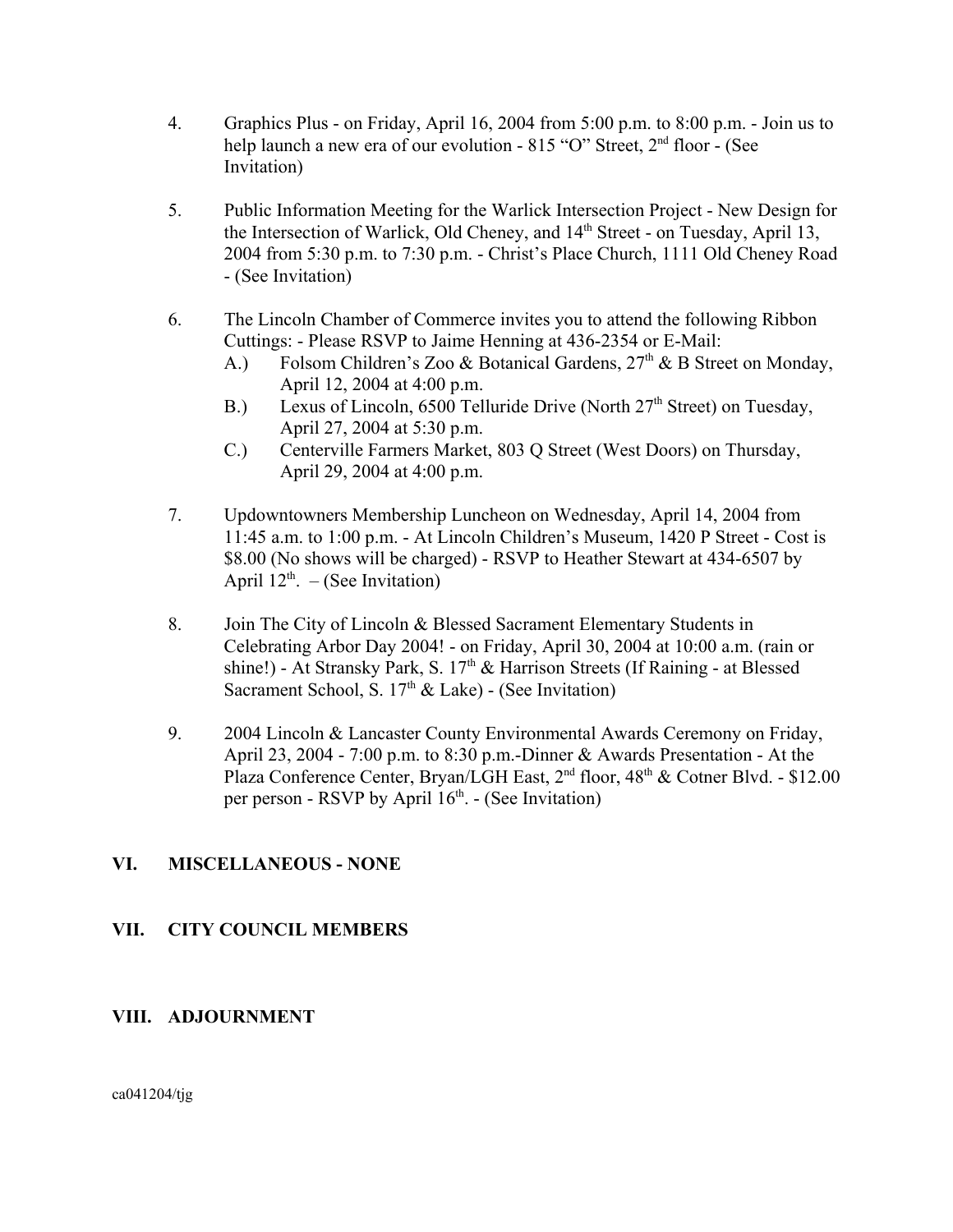4. Graphics Plus - on Friday, April 16, 2004 from 5:00 p.m. to 8:00 p.m. - Join us to help launch a new era of our evolution - 815 “O” Street, 2nd floor - (See Invitation)

5. Public Information Meeting for the Warlick Intersection Project - New Design for the Intersection of Warlick, Old Cheney, and 14th Street - on Tuesday, April 13, 2004 from 5:30 p.m. to 7:30 p.m. - Christ’s Place Church, 1111 Old Cheney Road - (See Invitation)

6. The Lincoln Chamber of Commerce invites you to attend the following Ribbon Cuttings: - Please RSVP to Jaime Henning at 436-2354 or E-Mail:
   - A.) Folsom Children’s Zoo & Botanical Gardens, 27th & B Street on Monday, April 12, 2004 at 4:00 p.m.
   - B.) Lexus of Lincoln, 6500 Telluride Drive (North 27th Street) on Tuesday, April 27, 2004 at 5:30 p.m.
   - C.) Centerville Farmers Market, 803 Q Street (West Doors) on Thursday, April 29, 2004 at 4:00 p.m.

7. Updowntowners Membership Luncheon on Wednesday, April 14, 2004 from 11:45 a.m. to 1:00 p.m. - At Lincoln Children’s Museum, 1420 P Street - Cost is $8.00 (No shows will be charged) - RSVP to Heather Stewart at 434-6507 by April 12th. – (See Invitation)

8. Join The City of Lincoln & Blessed Sacrament Elementary Students in Celebrating Arbor Day 2004! - on Friday, April 30, 2004 at 10:00 a.m. (rain or shine!) - At Stransky Park, S. 17th & Harrison Streets (If Raining - at Blessed Sacrament School, S. 17th & Lake) - (See Invitation)

9. 2004 Lincoln & Lancaster County Environmental Awards Ceremony on Friday, April 23, 2004 - 7:00 p.m. to 8:30 p.m.-Dinner & Awards Presentation - At the Plaza Conference Center, Bryan/LGH East, 2nd floor, 48th & Cotner Blvd. - $12.00 per person - RSVP by April 16th. - (See Invitation)

## VI. MISCELLANEOUS - NONE

## VII. CITY COUNCIL MEMBERS

## VIII. ADJOURNMENT

ca041204/tjg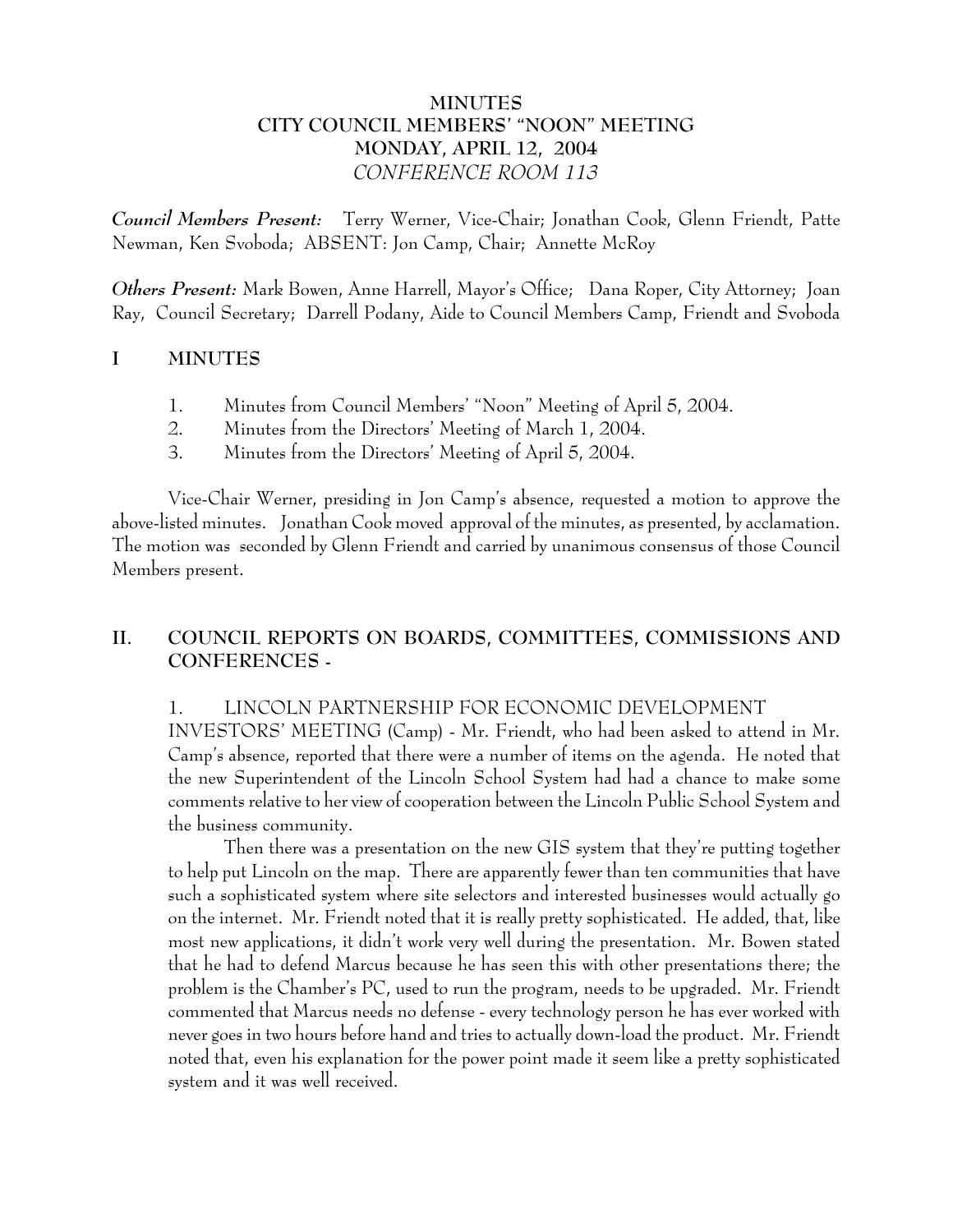# MINUTES
# CITY COUNCIL MEMBERS' "NOON" MEETING
# MONDAY, APRIL 12, 2004
# *CONFERENCE ROOM 113*

***Council Members Present:*** Terry Werner, Vice-Chair; Jonathan Cook, Glenn Friendt, Patte Newman, Ken Svoboda; ABSENT: Jon Camp, Chair; Annette McRoy

***Others Present:*** Mark Bowen, Anne Harrell, Mayor's Office; Dana Roper, City Attorney; Joan Ray, Council Secretary; Darrell Podany, Aide to Council Members Camp, Friendt and Svoboda

## I MINUTES

1. Minutes from Council Members' "Noon" Meeting of April 5, 2004.
2. Minutes from the Directors' Meeting of March 1, 2004.
3. Minutes from the Directors' Meeting of April 5, 2004.

Vice-Chair Werner, presiding in Jon Camp's absence, requested a motion to approve the above-listed minutes. Jonathan Cook moved approval of the minutes, as presented, by acclamation. The motion was seconded by Glenn Friendt and carried by unanimous consensus of those Council Members present.

## II. COUNCIL REPORTS ON BOARDS, COMMITTEES, COMMISSIONS AND CONFERENCES -

1. LINCOLN PARTNERSHIP FOR ECONOMIC DEVELOPMENT INVESTORS' MEETING (Camp) - Mr. Friendt, who had been asked to attend in Mr. Camp's absence, reported that there were a number of items on the agenda. He noted that the new Superintendent of the Lincoln School System had had a chance to make some comments relative to her view of cooperation between the Lincoln Public School System and the business community.

Then there was a presentation on the new GIS system that they're putting together to help put Lincoln on the map. There are apparently fewer than ten communities that have such a sophisticated system where site selectors and interested businesses would actually go on the internet. Mr. Friendt noted that it is really pretty sophisticated. He added, that, like most new applications, it didn't work very well during the presentation. Mr. Bowen stated that he had to defend Marcus because he has seen this with other presentations there; the problem is the Chamber's PC, used to run the program, needs to be upgraded. Mr. Friendt commented that Marcus needs no defense - every technology person he has ever worked with never goes in two hours before hand and tries to actually down-load the product. Mr. Friendt noted that, even his explanation for the power point made it seem like a pretty sophisticated system and it was well received.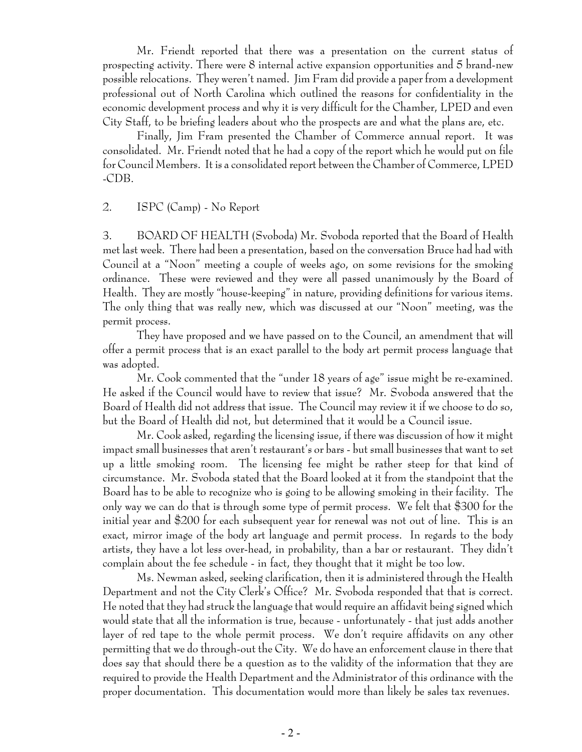Mr. Friendt reported that there was a presentation on the current status of prospecting activity. There were 8 internal active expansion opportunities and 5 brand-new possible relocations. They weren't named. Jim Fram did provide a paper from a development professional out of North Carolina which outlined the reasons for confidentiality in the economic development process and why it is very difficult for the Chamber, LPED and even City Staff, to be briefing leaders about who the prospects are and what the plans are, etc.

Finally, Jim Fram presented the Chamber of Commerce annual report. It was consolidated. Mr. Friendt noted that he had a copy of the report which he would put on file for Council Members. It is a consolidated report between the Chamber of Commerce, LPED -CDB.

2. ISPC (Camp) - No Report

3. BOARD OF HEALTH (Svoboda) Mr. Svoboda reported that the Board of Health met last week. There had been a presentation, based on the conversation Bruce had had with Council at a "Noon" meeting a couple of weeks ago, on some revisions for the smoking ordinance. These were reviewed and they were all passed unanimously by the Board of Health. They are mostly "house-keeping" in nature, providing definitions for various items. The only thing that was really new, which was discussed at our "Noon" meeting, was the permit process.

They have proposed and we have passed on to the Council, an amendment that will offer a permit process that is an exact parallel to the body art permit process language that was adopted.

Mr. Cook commented that the "under 18 years of age" issue might be re-examined. He asked if the Council would have to review that issue? Mr. Svoboda answered that the Board of Health did not address that issue. The Council may review it if we choose to do so, but the Board of Health did not, but determined that it would be a Council issue.

Mr. Cook asked, regarding the licensing issue, if there was discussion of how it might impact small businesses that aren't restaurant's or bars - but small businesses that want to set up a little smoking room. The licensing fee might be rather steep for that kind of circumstance. Mr. Svoboda stated that the Board looked at it from the standpoint that the Board has to be able to recognize who is going to be allowing smoking in their facility. The only way we can do that is through some type of permit process. We felt that $300 for the initial year and $200 for each subsequent year for renewal was not out of line. This is an exact, mirror image of the body art language and permit process. In regards to the body artists, they have a lot less over-head, in probability, than a bar or restaurant. They didn't complain about the fee schedule - in fact, they thought that it might be too low.

Ms. Newman asked, seeking clarification, then it is administered through the Health Department and not the City Clerk's Office? Mr. Svoboda responded that that is correct. He noted that they had struck the language that would require an affidavit being signed which would state that all the information is true, because - unfortunately - that just adds another layer of red tape to the whole permit process. We don't require affidavits on any other permitting that we do through-out the City. We do have an enforcement clause in there that does say that should there be a question as to the validity of the information that they are required to provide the Health Department and the Administrator of this ordinance with the proper documentation. This documentation would more than likely be sales tax revenues.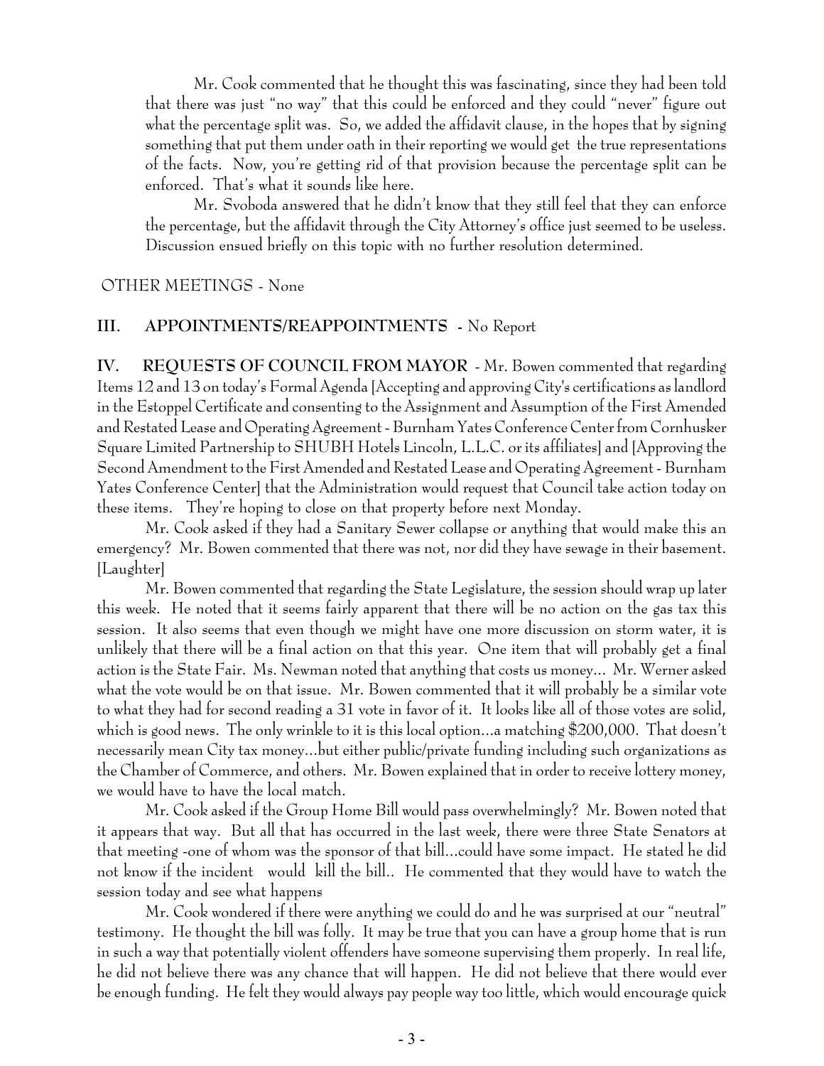Mr. Cook commented that he thought this was fascinating, since they had been told that there was just "no way" that this could be enforced and they could "never" figure out what the percentage split was. So, we added the affidavit clause, in the hopes that by signing something that put them under oath in their reporting we would get the true representations of the facts. Now, you're getting rid of that provision because the percentage split can be enforced. That's what it sounds like here.

Mr. Svoboda answered that he didn't know that they still feel that they can enforce the percentage, but the affidavit through the City Attorney's office just seemed to be useless. Discussion ensued briefly on this topic with no further resolution determined.

OTHER MEETINGS - None

**III. APPOINTMENTS/REAPPOINTMENTS** - No Report

**IV. REQUESTS OF COUNCIL FROM MAYOR** - Mr. Bowen commented that regarding Items 12 and 13 on today's Formal Agenda [Accepting and approving City's certifications as landlord in the Estoppel Certificate and consenting to the Assignment and Assumption of the First Amended and Restated Lease and Operating Agreement - Burnham Yates Conference Center from Cornhusker Square Limited Partnership to SHUBH Hotels Lincoln, L.L.C. or its affiliates] and [Approving the Second Amendment to the First Amended and Restated Lease and Operating Agreement - Burnham Yates Conference Center] that the Administration would request that Council take action today on these items. They're hoping to close on that property before next Monday.

Mr. Cook asked if they had a Sanitary Sewer collapse or anything that would make this an emergency? Mr. Bowen commented that there was not, nor did they have sewage in their basement. [Laughter]

Mr. Bowen commented that regarding the State Legislature, the session should wrap up later this week. He noted that it seems fairly apparent that there will be no action on the gas tax this session. It also seems that even though we might have one more discussion on storm water, it is unlikely that there will be a final action on that this year. One item that will probably get a final action is the State Fair. Ms. Newman noted that anything that costs us money... Mr. Werner asked what the vote would be on that issue. Mr. Bowen commented that it will probably be a similar vote to what they had for second reading a 31 vote in favor of it. It looks like all of those votes are solid, which is good news. The only wrinkle to it is this local option...a matching $200,000. That doesn't necessarily mean City tax money...but either public/private funding including such organizations as the Chamber of Commerce, and others. Mr. Bowen explained that in order to receive lottery money, we would have to have the local match.

Mr. Cook asked if the Group Home Bill would pass overwhelmingly? Mr. Bowen noted that it appears that way. But all that has occurred in the last week, there were three State Senators at that meeting -one of whom was the sponsor of that bill...could have some impact. He stated he did not know if the incident would kill the bill.. He commented that they would have to watch the session today and see what happens

Mr. Cook wondered if there were anything we could do and he was surprised at our "neutral" testimony. He thought the bill was folly. It may be true that you can have a group home that is run in such a way that potentially violent offenders have someone supervising them properly. In real life, he did not believe there was any chance that will happen. He did not believe that there would ever be enough funding. He felt they would always pay people way too little, which would encourage quick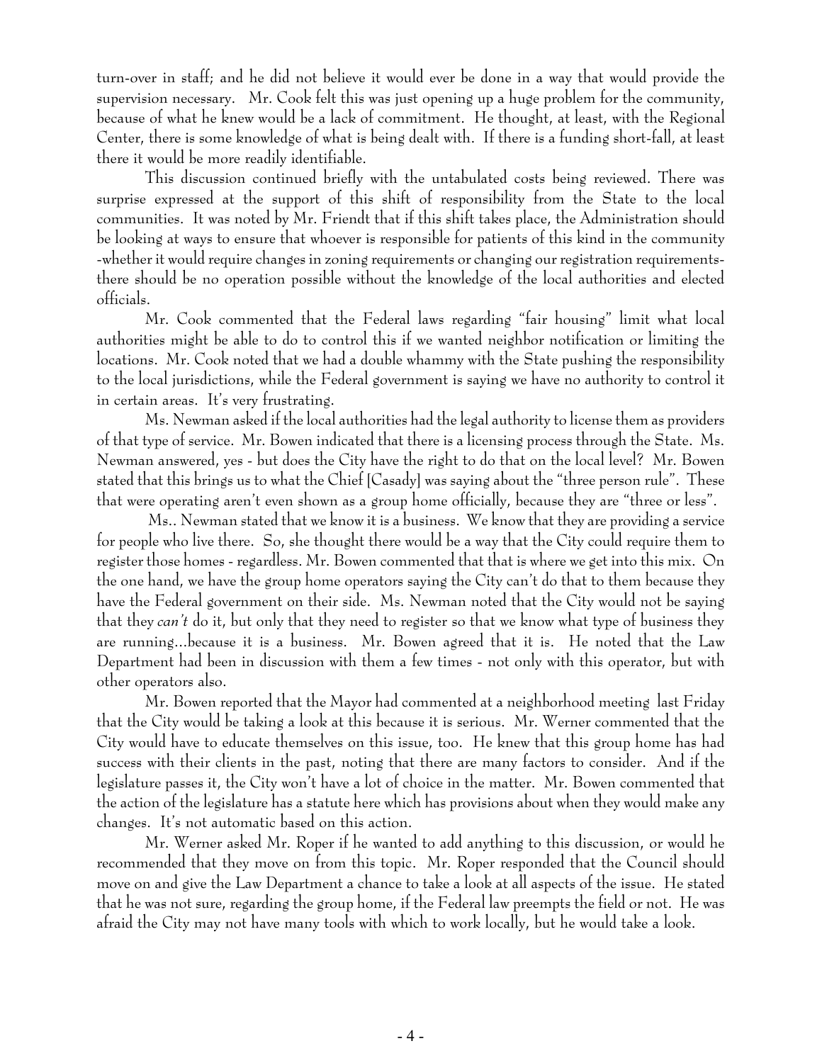turn-over in staff; and he did not believe it would ever be done in a way that would provide the supervision necessary. Mr. Cook felt this was just opening up a huge problem for the community, because of what he knew would be a lack of commitment. He thought, at least, with the Regional Center, there is some knowledge of what is being dealt with. If there is a funding short-fall, at least there it would be more readily identifiable.

This discussion continued briefly with the untabulated costs being reviewed. There was surprise expressed at the support of this shift of responsibility from the State to the local communities. It was noted by Mr. Friendt that if this shift takes place, the Administration should be looking at ways to ensure that whoever is responsible for patients of this kind in the community -whether it would require changes in zoning requirements or changing our registration requirements- there should be no operation possible without the knowledge of the local authorities and elected officials.

Mr. Cook commented that the Federal laws regarding "fair housing" limit what local authorities might be able to do to control this if we wanted neighbor notification or limiting the locations. Mr. Cook noted that we had a double whammy with the State pushing the responsibility to the local jurisdictions, while the Federal government is saying we have no authority to control it in certain areas. It's very frustrating.

Ms. Newman asked if the local authorities had the legal authority to license them as providers of that type of service. Mr. Bowen indicated that there is a licensing process through the State. Ms. Newman answered, yes - but does the City have the right to do that on the local level? Mr. Bowen stated that this brings us to what the Chief [Casady] was saying about the "three person rule". These that were operating aren't even shown as a group home officially, because they are "three or less".

Ms.. Newman stated that we know it is a business. We know that they are providing a service for people who live there. So, she thought there would be a way that the City could require them to register those homes - regardless. Mr. Bowen commented that that is where we get into this mix. On the one hand, we have the group home operators saying the City can't do that to them because they have the Federal government on their side. Ms. Newman noted that the City would not be saying that they *can't* do it, but only that they need to register so that we know what type of business they are running...because it is a business. Mr. Bowen agreed that it is. He noted that the Law Department had been in discussion with them a few times - not only with this operator, but with other operators also.

Mr. Bowen reported that the Mayor had commented at a neighborhood meeting last Friday that the City would be taking a look at this because it is serious. Mr. Werner commented that the City would have to educate themselves on this issue, too. He knew that this group home has had success with their clients in the past, noting that there are many factors to consider. And if the legislature passes it, the City won't have a lot of choice in the matter. Mr. Bowen commented that the action of the legislature has a statute here which has provisions about when they would make any changes. It's not automatic based on this action.

Mr. Werner asked Mr. Roper if he wanted to add anything to this discussion, or would he recommended that they move on from this topic. Mr. Roper responded that the Council should move on and give the Law Department a chance to take a look at all aspects of the issue. He stated that he was not sure, regarding the group home, if the Federal law preempts the field or not. He was afraid the City may not have many tools with which to work locally, but he would take a look.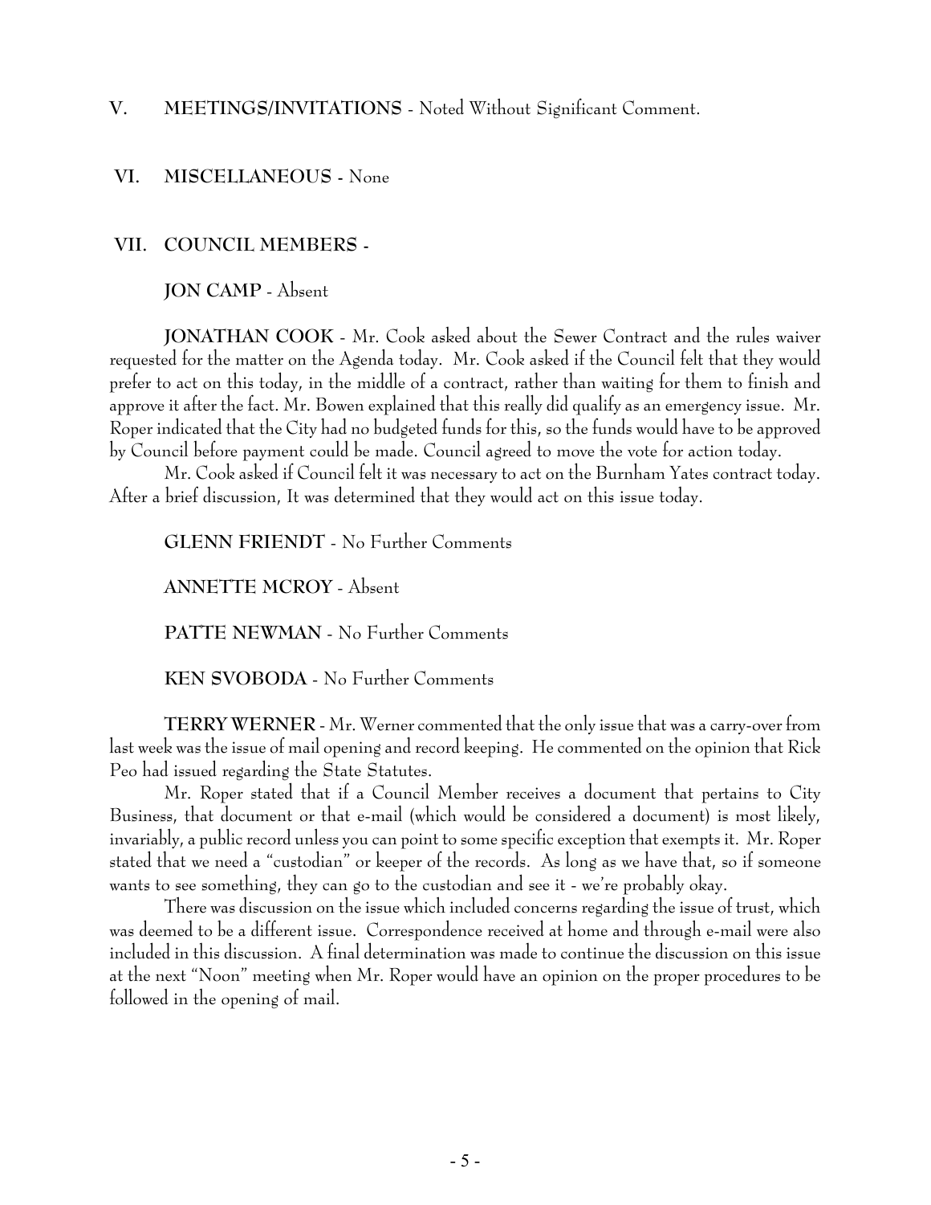**V. MEETINGS/INVITATIONS** - Noted Without Significant Comment.

**VI. MISCELLANEOUS** - None

**VII. COUNCIL MEMBERS** -

**JON CAMP** - Absent

**JONATHAN COOK** - Mr. Cook asked about the Sewer Contract and the rules waiver requested for the matter on the Agenda today. Mr. Cook asked if the Council felt that they would prefer to act on this today, in the middle of a contract, rather than waiting for them to finish and approve it after the fact. Mr. Bowen explained that this really did qualify as an emergency issue. Mr. Roper indicated that the City had no budgeted funds for this, so the funds would have to be approved by Council before payment could be made. Council agreed to move the vote for action today.

Mr. Cook asked if Council felt it was necessary to act on the Burnham Yates contract today. After a brief discussion, It was determined that they would act on this issue today.

**GLENN FRIENDT** - No Further Comments

**ANNETTE MCROY** - Absent

**PATTE NEWMAN** - No Further Comments

**KEN SVOBODA** - No Further Comments

**TERRY WERNER** - Mr. Werner commented that the only issue that was a carry-over from last week was the issue of mail opening and record keeping. He commented on the opinion that Rick Peo had issued regarding the State Statutes.

Mr. Roper stated that if a Council Member receives a document that pertains to City Business, that document or that e-mail (which would be considered a document) is most likely, invariably, a public record unless you can point to some specific exception that exempts it. Mr. Roper stated that we need a "custodian" or keeper of the records. As long as we have that, so if someone wants to see something, they can go to the custodian and see it - we're probably okay.

There was discussion on the issue which included concerns regarding the issue of trust, which was deemed to be a different issue. Correspondence received at home and through e-mail were also included in this discussion. A final determination was made to continue the discussion on this issue at the next "Noon" meeting when Mr. Roper would have an opinion on the proper procedures to be followed in the opening of mail.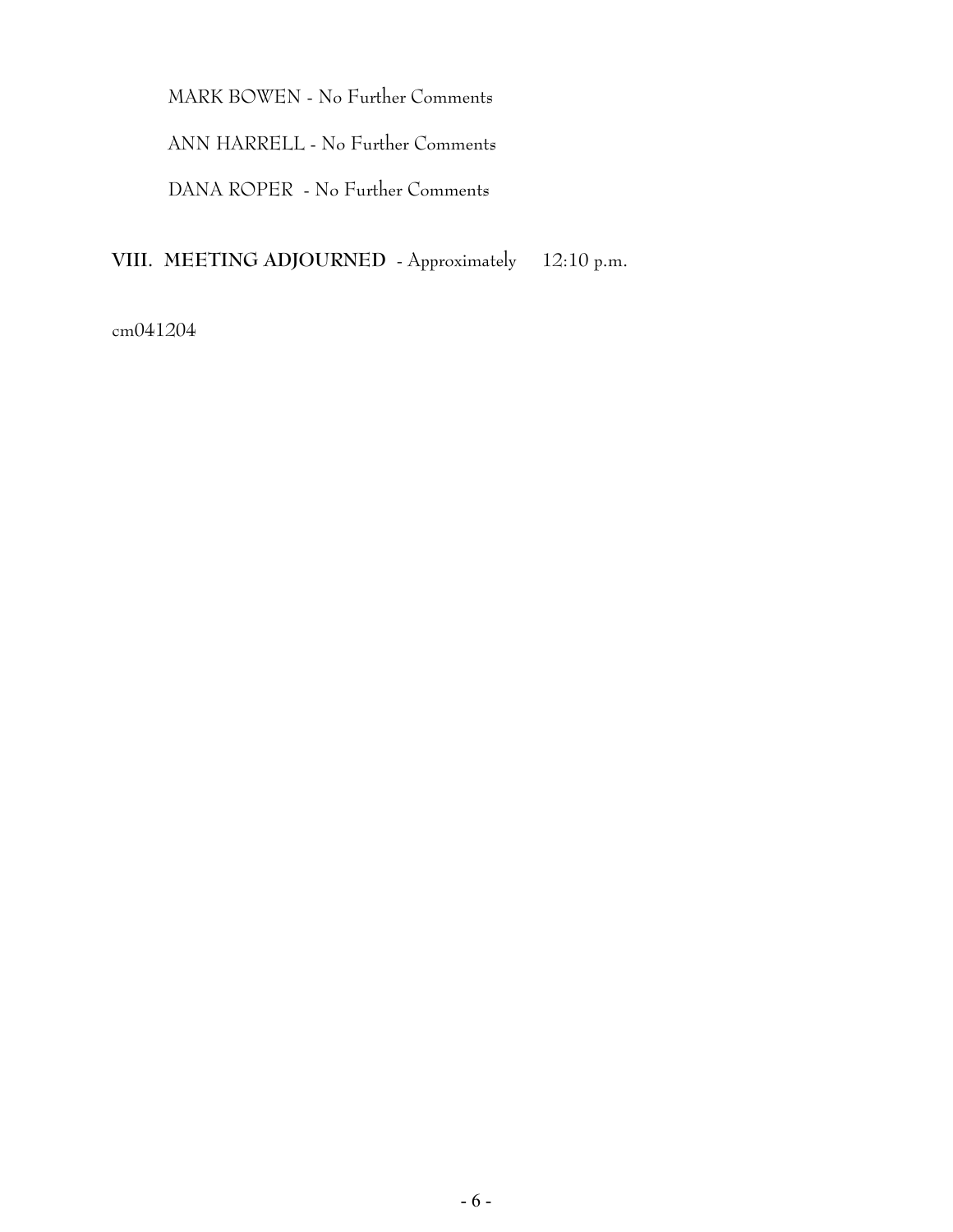MARK BOWEN - No Further Comments

ANN HARRELL - No Further Comments

DANA ROPER - No Further Comments

**VIII. MEETING ADJOURNED** - Approximately 12:10 p.m.

cm041204